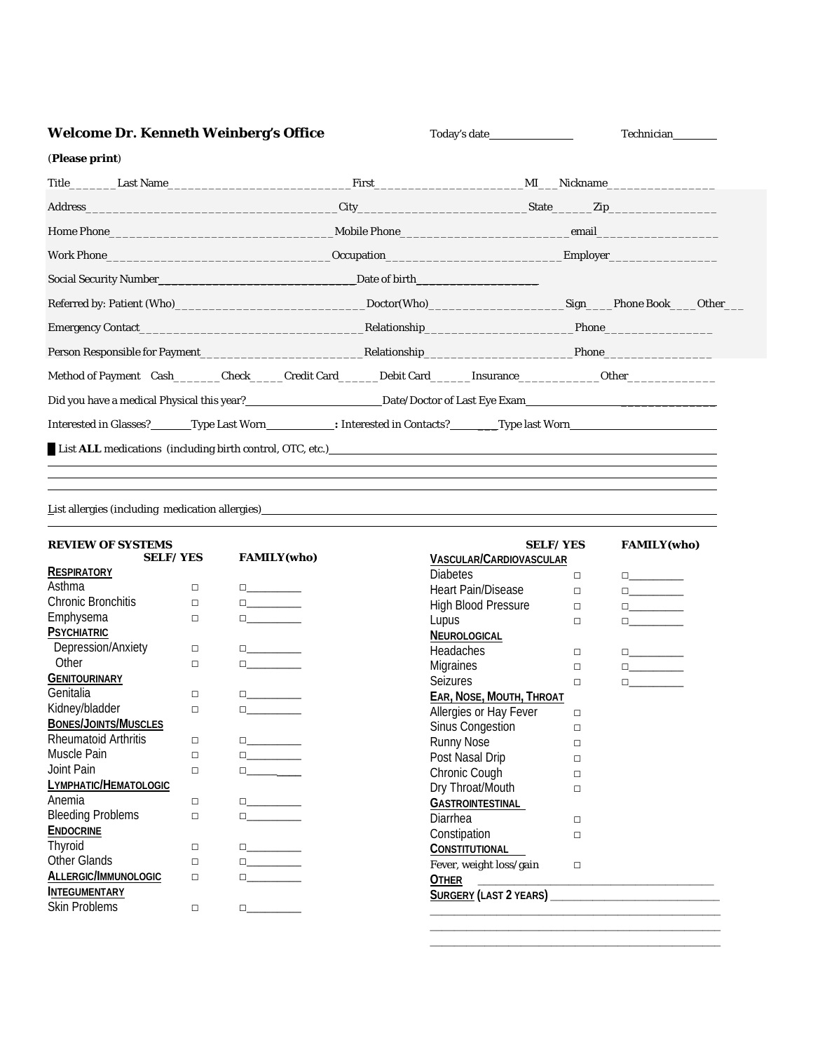**Welcome Dr. Kenneth Weinberg's Office** Today's date__________ Technician______

(**Please print**)

Title______ Last Name__________________________ First____________________ MI___ Nickname_______________

Address____________________________________ City________________________ State_____ Zip_______________

Home Phone________________________________ Mobile Phone__________________________ email_________________

Work Phone________________________________ Occupation__________________________ Employer_______________

Social Security Number_______________________________ Date of birth____________________

Referred by: Patient (Who)__________________________ Doctor(Who)____________________ Sign___ Phone Book___ Other___

Emergency Contact_________________________________ Relationship______________________ Phone________________

Person Responsible for Payment_______________________ Relationship______________________ Phone________________

Method of Payment Cash_______ Check_____ Credit Card______ Debit Card______ Insurance___________ Other____________

Did you have a medical Physical this year?______________________ Date/Doctor of Last Eye Exam______________________________

Interested in Glasses?_______ Type Last Worn___________ : Interested in Contacts?________ Type last Worn________________________

List **ALL** medications (including birth control, OTC, etc.)____________________________________________________

______________________________________________________________________________________________

______________________________________________________________________________________________

______________________________________________________________________________________________

List allergies (including medication allergies)____________________________________________________________

______________________________________________________________________________________________

**REVIEW OF SYSTEMS**

| | SELF/ YES | FAMILY(who) |
|---|---|---|
| **RESPIRATORY** | | |
| Asthma | □ | □_________ |
| Chronic Bronchitis | □ | □_________ |
| Emphysema | □ | □_________ |
| **PSYCHIATRIC** | | |
| Depression/Anxiety | □ | □_________ |
| Other | □ | □_________ |
| **GENITOURINARY** | | |
| Genitalia | □ | □_________ |
| Kidney/bladder | □ | □_________ |
| **BONES/JOINTS/MUSCLES** | | |
| Rheumatoid Arthritis | □ | □_________ |
| Muscle Pain | □ | □_________ |
| Joint Pain | □ | □_________ |
| **LYMPHATIC/HEMATOLOGIC** | | |
| Anemia | □ | □_________ |
| Bleeding Problems | □ | □_________ |
| **ENDOCRINE** | | |
| Thyroid | □ | □_________ |
| Other Glands | □ | □_________ |
| **ALLERGIC/IMMUNOLOGIC** | □ | □_________ |
| **INTEGUMENTARY** | | |
| Skin Problems | □ | □_________ |

| | SELF/ YES | FAMILY(who) |
|---|---|---|
| **VASCULAR/CARDIOVASCULAR** | | |
| Diabetes | □ | □_________ |
| Heart Pain/Disease | □ | □_________ |
| High Blood Pressure | □ | □_________ |
| Lupus | □ | □_________ |
| **NEUROLOGICAL** | | |
| Headaches | □ | □_________ |
| Migraines | □ | □_________ |
| Seizures | □ | □_________ |
| **EAR, NOSE, MOUTH, THROAT** | | |
| Allergies or Hay Fever | □ | |
| Sinus Congestion | □ | |
| Runny Nose | □ | |
| Post Nasal Drip | □ | |
| Chronic Cough | □ | |
| Dry Throat/Mouth | □ | |
| **GASTROINTESTINAL** | | |
| Diarrhea | □ | |
| Constipation | □ | |
| **CONSTITUTIONAL** | | |
| Fever, weight loss/gain | □ | |

**OTHER** ________________________________________

**SURGERY (LAST 2 YEARS)** ____________________________

______________________________________________

______________________________________________

______________________________________________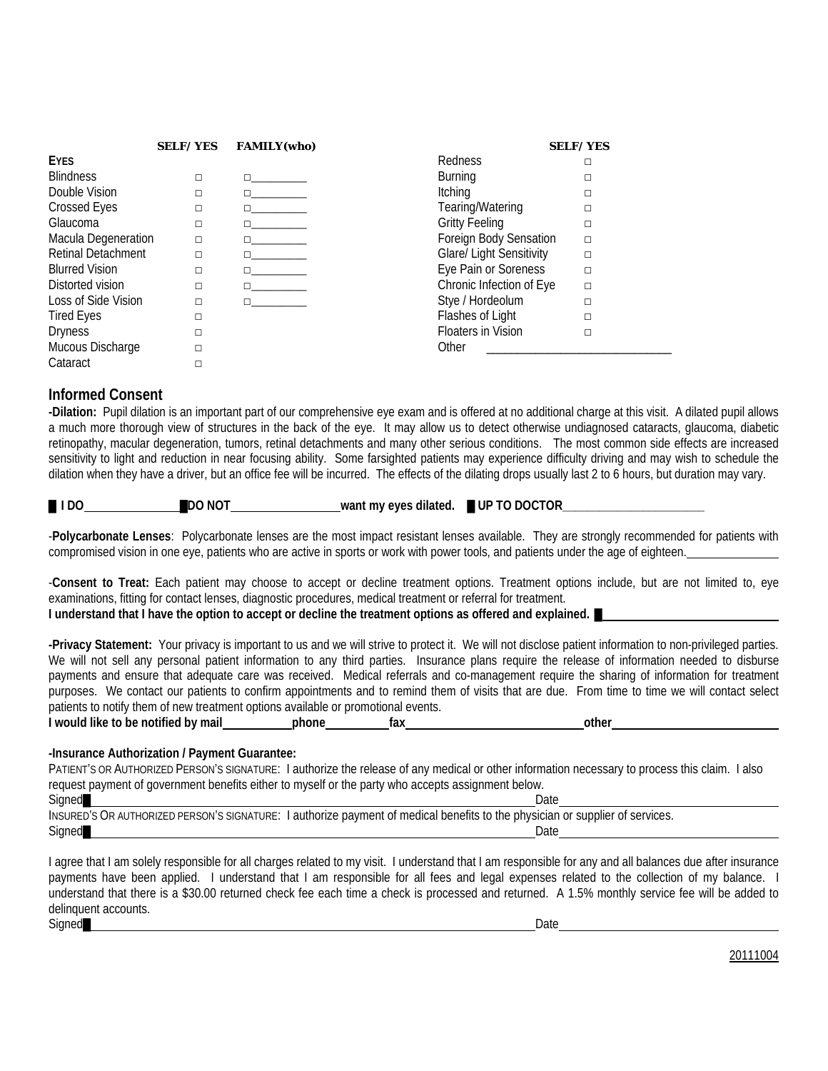| | SELF/ YES | FAMILY(who) | | SELF/ YES |
|---|---|---|---|---|
| **EYES** | | | Redness | □ |
| Blindness | □ | □_________ | Burning | □ |
| Double Vision | □ | □_________ | Itching | □ |
| Crossed Eyes | □ | □_________ | Tearing/Watering | □ |
| Glaucoma | □ | □_________ | Gritty Feeling | □ |
| Macula Degeneration | □ | □_________ | Foreign Body Sensation | □ |
| Retinal Detachment | □ | □_________ | Glare/ Light Sensitivity | □ |
| Blurred Vision | □ | □_________ | Eye Pain or Soreness | □ |
| Distorted vision | □ | □_________ | Chronic Infection of Eye | □ |
| Loss of Side Vision | □ | □_________ | Stye / Hordeolum | □ |
| Tired Eyes | □ | | Flashes of Light | □ |
| Dryness | □ | | Floaters in Vision | □ |
| Mucous Discharge | □ | | Other ______________________________ | |
| Cataract | □ | | | |

## Informed Consent

**-Dilation:** Pupil dilation is an important part of our comprehensive eye exam and is offered at no additional charge at this visit. A dilated pupil allows a much more thorough view of structures in the back of the eye. It may allow us to detect otherwise undiagnosed cataracts, glaucoma, diabetic retinopathy, macular degeneration, tumors, retinal detachments and many other serious conditions. The most common side effects are increased sensitivity to light and reduction in near focusing ability. Some farsighted patients may experience difficulty driving and may wish to schedule the dilation when they have a driver, but an office fee will be incurred. The effects of the dilating drops usually last 2 to 6 hours, but duration may vary.

**█ I DO_______________ █DO NOT_________________ want my eyes dilated. █ UP TO DOCTOR_______________________**

-**Polycarbonate Lenses**: Polycarbonate lenses are the most impact resistant lenses available. They are strongly recommended for patients with compromised vision in one eye, patients who are active in sports or work with power tools, and patients under the age of eighteen.______________

-**Consent to Treat:** Each patient may choose to accept or decline treatment options. Treatment options include, but are not limited to, eye examinations, fitting for contact lenses, diagnostic procedures, medical treatment or referral for treatment.
**I understand that I have the option to accept or decline the treatment options as offered and explained. █**____________________________

**-Privacy Statement:** Your privacy is important to us and we will strive to protect it. We will not disclose patient information to non-privileged parties. We will not sell any personal patient information to any third parties. Insurance plans require the release of information needed to disburse payments and ensure that adequate care was received. Medical referrals and co-management require the sharing of information for treatment purposes. We contact our patients to confirm appointments and to remind them of visits that are due. From time to time we will contact select patients to notify them of new treatment options available or promotional events.
**I would like to be notified by mail___________phone__________fax_____________________________other___________________________**

**-Insurance Authorization / Payment Guarantee:**
PATIENT'S OR AUTHORIZED PERSON'S SIGNATURE: I authorize the release of any medical or other information necessary to process this claim. I also request payment of government benefits either to myself or the party who accepts assignment below.
Signed█_________________________________________________________________________Date___________________________________
INSURED'S OR AUTHORIZED PERSON'S SIGNATURE: I authorize payment of medical benefits to the physician or supplier of services.
Signed█_________________________________________________________________________Date___________________________________

I agree that I am solely responsible for all charges related to my visit. I understand that I am responsible for any and all balances due after insurance payments have been applied. I understand that I am responsible for all fees and legal expenses related to the collection of my balance. I understand that there is a $30.00 returned check fee each time a check is processed and returned. A 1.5% monthly service fee will be added to delinquent accounts.
Signed█_________________________________________________________________________Date___________________________________

20111004